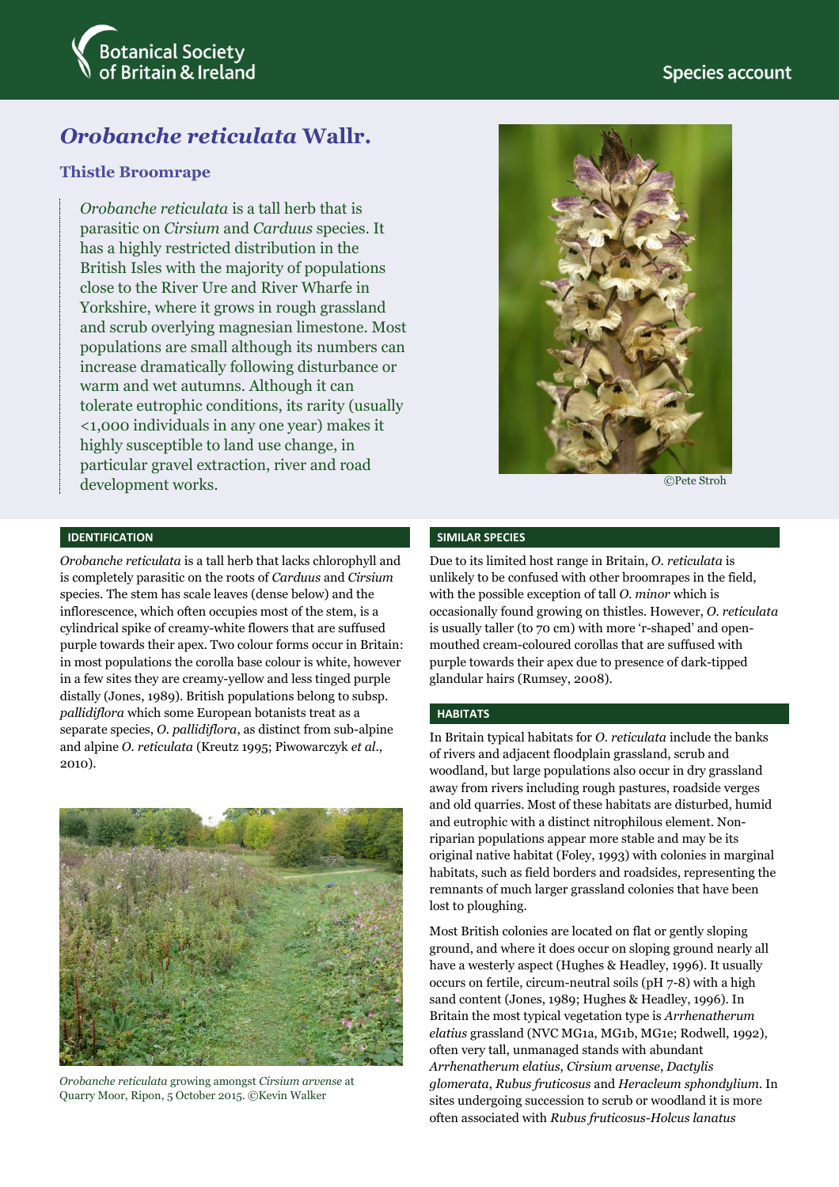Botanical Society of Britain & Ireland

Species account

# *Orobanche reticulata* Wallr.

## Thistle Broomrape

*Orobanche reticulata* is a tall herb that is parasitic on *Cirsium* and *Carduus* species. It has a highly restricted distribution in the British Isles with the majority of populations close to the River Ure and River Wharfe in Yorkshire, where it grows in rough grassland and scrub overlying magnesian limestone. Most populations are small although its numbers can increase dramatically following disturbance or warm and wet autumns. Although it can tolerate eutrophic conditions, its rarity (usually <1,000 individuals in any one year) makes it highly susceptible to land use change, in particular gravel extraction, river and road development works.

©Pete Stroh

### IDENTIFICATION

*Orobanche reticulata* is a tall herb that lacks chlorophyll and is completely parasitic on the roots of *Carduus* and *Cirsium* species. The stem has scale leaves (dense below) and the inflorescence, which often occupies most of the stem, is a cylindrical spike of creamy-white flowers that are suffused purple towards their apex. Two colour forms occur in Britain: in most populations the corolla base colour is white, however in a few sites they are creamy-yellow and less tinged purple distally (Jones, 1989). British populations belong to subsp. *pallidiflora* which some European botanists treat as a separate species, *O. pallidiflora*, as distinct from sub-alpine and alpine *O. reticulata* (Kreutz 1995; Piwowarczyk *et al*., 2010).

*Orobanche reticulata* growing amongst *Cirsium arvense* at Quarry Moor, Ripon, 5 October 2015. ©Kevin Walker

### SIMILAR SPECIES

Due to its limited host range in Britain, *O. reticulata* is unlikely to be confused with other broomrapes in the field, with the possible exception of tall *O. minor* which is occasionally found growing on thistles. However, *O. reticulata* is usually taller (to 70 cm) with more 'r-shaped' and open-mouthed cream-coloured corollas that are suffused with purple towards their apex due to presence of dark-tipped glandular hairs (Rumsey, 2008).

### HABITATS

In Britain typical habitats for *O. reticulata* include the banks of rivers and adjacent floodplain grassland, scrub and woodland, but large populations also occur in dry grassland away from rivers including rough pastures, roadside verges and old quarries. Most of these habitats are disturbed, humid and eutrophic with a distinct nitrophilous element. Non-riparian populations appear more stable and may be its original native habitat (Foley, 1993) with colonies in marginal habitats, such as field borders and roadsides, representing the remnants of much larger grassland colonies that have been lost to ploughing.

Most British colonies are located on flat or gently sloping ground, and where it does occur on sloping ground nearly all have a westerly aspect (Hughes & Headley, 1996). It usually occurs on fertile, circum-neutral soils (pH 7-8) with a high sand content (Jones, 1989; Hughes & Headley, 1996). In Britain the most typical vegetation type is *Arrhenatherum elatius* grassland (NVC MG1a, MG1b, MG1e; Rodwell, 1992), often very tall, unmanaged stands with abundant *Arrhenatherum elatius*, *Cirsium arvense*, *Dactylis glomerata*, *Rubus fruticosus* and *Heracleum sphondylium*. In sites undergoing succession to scrub or woodland it is more often associated with *Rubus fruticosus*-*Holcus lanatus*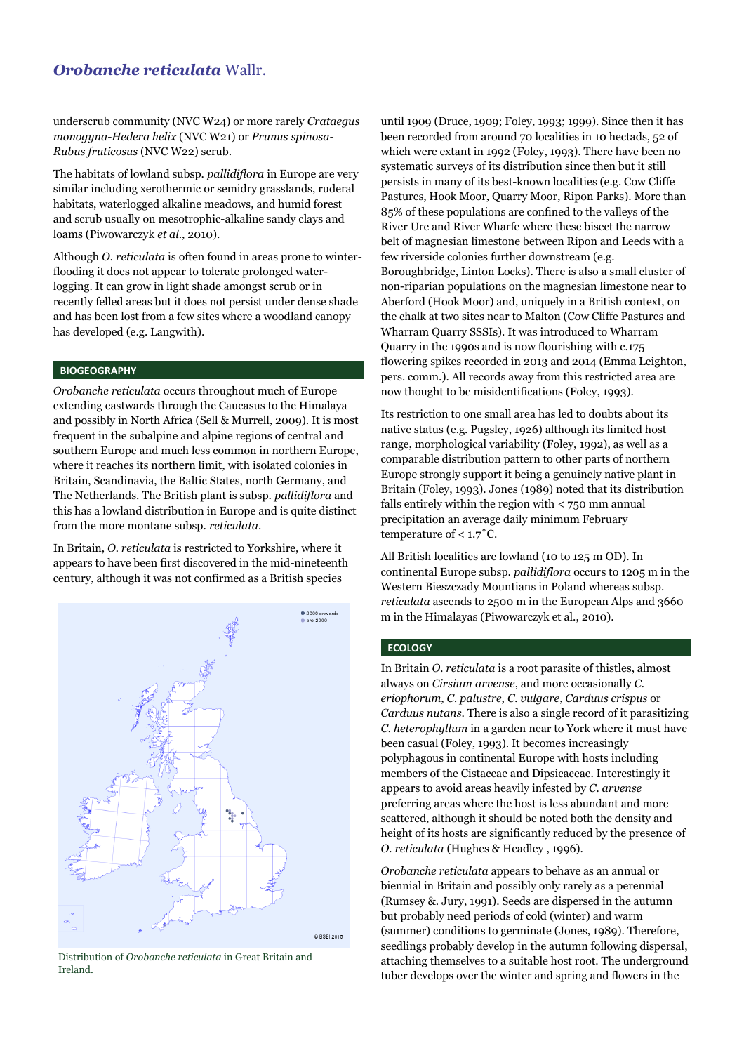underscrub community (NVC W24) or more rarely *Crataegus monogyna-Hedera helix* (NVC W21) or *Prunus spinosa-Rubus fruticosus* (NVC W22) scrub.

The habitats of lowland subsp. *pallidiflora* in Europe are very similar including xerothermic or semidry grasslands, ruderal habitats, waterlogged alkaline meadows, and humid forest and scrub usually on mesotrophic-alkaline sandy clays and loams (Piwowarczyk *et al*., 2010).

Although *O. reticulata* is often found in areas prone to winter-flooding it does not appear to tolerate prolonged water-logging. It can grow in light shade amongst scrub or in recently felled areas but it does not persist under dense shade and has been lost from a few sites where a woodland canopy has developed (e.g. Langwith).

## BIOGEOGRAPHY

*Orobanche reticulata* occurs throughout much of Europe extending eastwards through the Caucasus to the Himalaya and possibly in North Africa (Sell & Murrell, 2009). It is most frequent in the subalpine and alpine regions of central and southern Europe and much less common in northern Europe, where it reaches its northern limit, with isolated colonies in Britain, Scandinavia, the Baltic States, north Germany, and The Netherlands. The British plant is subsp. *pallidiflora* and this has a lowland distribution in Europe and is quite distinct from the more montane subsp. *reticulata*.

In Britain, *O. reticulata* is restricted to Yorkshire, where it appears to have been first discovered in the mid-nineteenth century, although it was not confirmed as a British species until 1909 (Druce, 1909; Foley, 1993; 1999). Since then it has been recorded from around 70 localities in 10 hectads, 52 of which were extant in 1992 (Foley, 1993). There have been no systematic surveys of its distribution since then but it still persists in many of its best-known localities (e.g. Cow Cliffe Pastures, Hook Moor, Quarry Moor, Ripon Parks). More than 85% of these populations are confined to the valleys of the River Ure and River Wharfe where these bisect the narrow belt of magnesian limestone between Ripon and Leeds with a few riverside colonies further downstream (e.g. Boroughbridge, Linton Locks). There is also a small cluster of non-riparian populations on the magnesian limestone near to Aberford (Hook Moor) and, uniquely in a British context, on the chalk at two sites near to Malton (Cow Cliffe Pastures and Wharram Quarry SSSIs). It was introduced to Wharram Quarry in the 1990s and is now flourishing with c.175 flowering spikes recorded in 2013 and 2014 (Emma Leighton, pers. comm.). All records away from this restricted area are now thought to be misidentifications (Foley, 1993).

Distribution of *Orobanche reticulata* in Great Britain and Ireland.

Its restriction to one small area has led to doubts about its native status (e.g. Pugsley, 1926) although its limited host range, morphological variability (Foley, 1992), as well as a comparable distribution pattern to other parts of northern Europe strongly support it being a genuinely native plant in Britain (Foley, 1993). Jones (1989) noted that its distribution falls entirely within the region with < 750 mm annual precipitation an average daily minimum February temperature of < 1.7˚C.

All British localities are lowland (10 to 125 m OD). In continental Europe subsp. *pallidiflora* occurs to 1205 m in the Western Bieszczady Mountains in Poland whereas subsp. *reticulata* ascends to 2500 m in the European Alps and 3660 m in the Himalayas (Piwowarczyk et al., 2010).

## ECOLOGY

In Britain *O. reticulata* is a root parasite of thistles, almost always on *Cirsium arvense*, and more occasionally *C. eriophorum*, *C. palustre*, *C. vulgare*, *Carduus crispus* or *Carduus nutans*. There is also a single record of it parasitizing *C. heterophyllum* in a garden near to York where it must have been casual (Foley, 1993). It becomes increasingly polyphagous in continental Europe with hosts including members of the Cistaceae and Dipsicaceae. Interestingly it appears to avoid areas heavily infested by *C. arvense* preferring areas where the host is less abundant and more scattered, although it should be noted both the density and height of its hosts are significantly reduced by the presence of *O. reticulata* (Hughes & Headley , 1996).

*Orobanche reticulata* appears to behave as an annual or biennial in Britain and possibly only rarely as a perennial (Rumsey &. Jury, 1991). Seeds are dispersed in the autumn but probably need periods of cold (winter) and warm (summer) conditions to germinate (Jones, 1989). Therefore, seedlings probably develop in the autumn following dispersal, attaching themselves to a suitable host root. The underground tuber develops over the winter and spring and flowers in the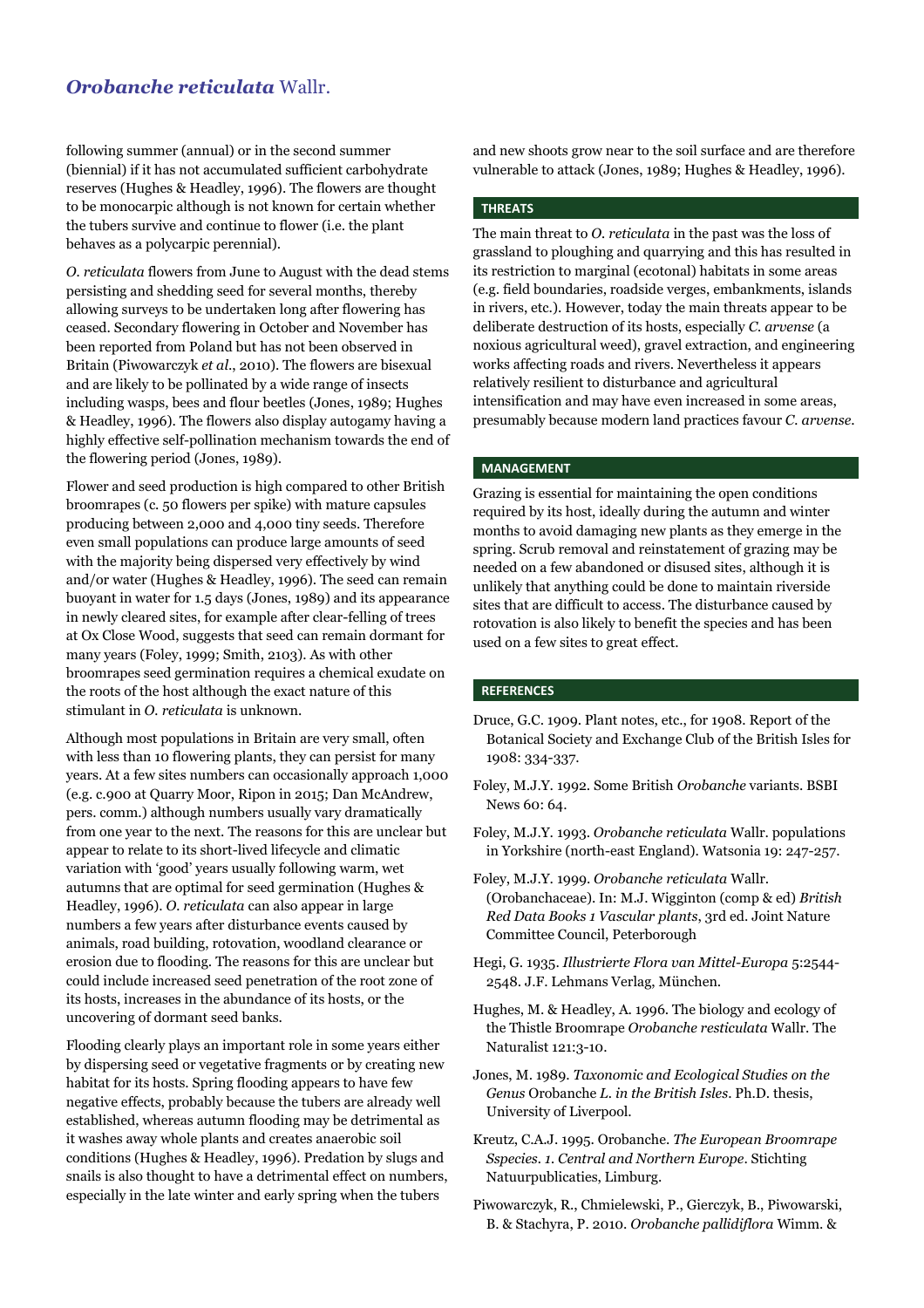following summer (annual) or in the second summer (biennial) if it has not accumulated sufficient carbohydrate reserves (Hughes & Headley, 1996). The flowers are thought to be monocarpic although is not known for certain whether the tubers survive and continue to flower (i.e. the plant behaves as a polycarpic perennial).

*O. reticulata* flowers from June to August with the dead stems persisting and shedding seed for several months, thereby allowing surveys to be undertaken long after flowering has ceased. Secondary flowering in October and November has been reported from Poland but has not been observed in Britain (Piwowarczyk *et al*., 2010). The flowers are bisexual and are likely to be pollinated by a wide range of insects including wasps, bees and flour beetles (Jones, 1989; Hughes & Headley, 1996). The flowers also display autogamy having a highly effective self-pollination mechanism towards the end of the flowering period (Jones, 1989).

Flower and seed production is high compared to other British broomrapes (c. 50 flowers per spike) with mature capsules producing between 2,000 and 4,000 tiny seeds. Therefore even small populations can produce large amounts of seed with the majority being dispersed very effectively by wind and/or water (Hughes & Headley, 1996). The seed can remain buoyant in water for 1.5 days (Jones, 1989) and its appearance in newly cleared sites, for example after clear-felling of trees at Ox Close Wood, suggests that seed can remain dormant for many years (Foley, 1999; Smith, 2103). As with other broomrapes seed germination requires a chemical exudate on the roots of the host although the exact nature of this stimulant in *O. reticulata* is unknown.

Although most populations in Britain are very small, often with less than 10 flowering plants, they can persist for many years. At a few sites numbers can occasionally approach 1,000 (e.g. c.900 at Quarry Moor, Ripon in 2015; Dan McAndrew, pers. comm.) although numbers usually vary dramatically from one year to the next. The reasons for this are unclear but appear to relate to its short-lived lifecycle and climatic variation with 'good' years usually following warm, wet autumns that are optimal for seed germination (Hughes & Headley, 1996). *O. reticulata* can also appear in large numbers a few years after disturbance events caused by animals, road building, rotovation, woodland clearance or erosion due to flooding. The reasons for this are unclear but could include increased seed penetration of the root zone of its hosts, increases in the abundance of its hosts, or the uncovering of dormant seed banks.

Flooding clearly plays an important role in some years either by dispersing seed or vegetative fragments or by creating new habitat for its hosts. Spring flooding appears to have few negative effects, probably because the tubers are already well established, whereas autumn flooding may be detrimental as it washes away whole plants and creates anaerobic soil conditions (Hughes & Headley, 1996). Predation by slugs and snails is also thought to have a detrimental effect on numbers, especially in the late winter and early spring when the tubers and new shoots grow near to the soil surface and are therefore vulnerable to attack (Jones, 1989; Hughes & Headley, 1996).

## THREATS

The main threat to *O. reticulata* in the past was the loss of grassland to ploughing and quarrying and this has resulted in its restriction to marginal (ecotonal) habitats in some areas (e.g. field boundaries, roadside verges, embankments, islands in rivers, etc.). However, today the main threats appear to be deliberate destruction of its hosts, especially *C. arvense* (a noxious agricultural weed), gravel extraction, and engineering works affecting roads and rivers. Nevertheless it appears relatively resilient to disturbance and agricultural intensification and may have even increased in some areas, presumably because modern land practices favour *C. arvense*.

## MANAGEMENT

Grazing is essential for maintaining the open conditions required by its host, ideally during the autumn and winter months to avoid damaging new plants as they emerge in the spring. Scrub removal and reinstatement of grazing may be needed on a few abandoned or disused sites, although it is unlikely that anything could be done to maintain riverside sites that are difficult to access. The disturbance caused by rotovation is also likely to benefit the species and has been used on a few sites to great effect.

## REFERENCES

Druce, G.C. 1909. Plant notes, etc., for 1908. Report of the Botanical Society and Exchange Club of the British Isles for 1908: 334-337.

Foley, M.J.Y. 1992. Some British *Orobanche* variants. BSBI News 60: 64.

Foley, M.J.Y. 1993. *Orobanche reticulata* Wallr. populations in Yorkshire (north-east England). Watsonia 19: 247-257.

Foley, M.J.Y. 1999. *Orobanche reticulata* Wallr. (Orobanchaceae). In: M.J. Wigginton (comp & ed) *British Red Data Books 1 Vascular plants*, 3rd ed. Joint Nature Committee Council, Peterborough

Hegi, G. 1935. *Illustrierte Flora van Mittel-Europa* 5:2544-2548. J.F. Lehmans Verlag, München.

Hughes, M. & Headley, A. 1996. The biology and ecology of the Thistle Broomrape *Orobanche resticulata* Wallr. The Naturalist 121:3-10.

Jones, M. 1989. *Taxonomic and Ecological Studies on the Genus* Orobanche *L. in the British Isles*. Ph.D. thesis, University of Liverpool.

Kreutz, C.A.J. 1995. Orobanche. *The European Broomrape Sspecies. 1. Central and Northern Europe*. Stichting Natuurpublicaties, Limburg.

Piwowarczyk, R., Chmielewski, P., Gierczyk, B., Piwowarski, B. & Stachyra, P. 2010. *Orobanche pallidiflora* Wimm. &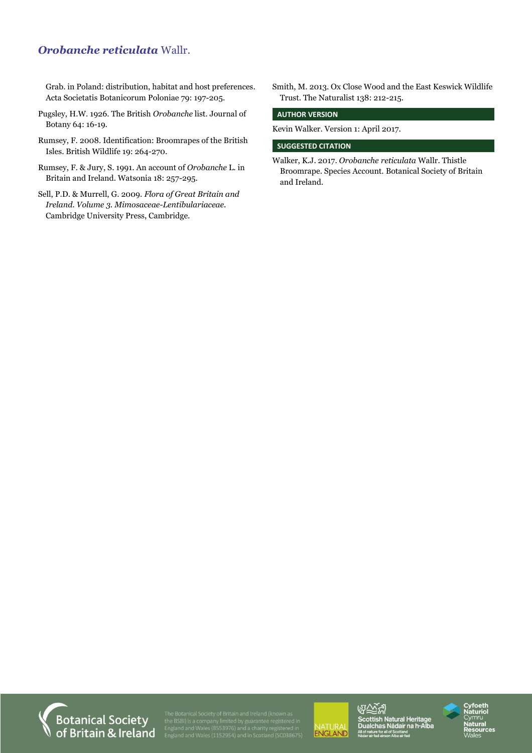Grab. in Poland: distribution, habitat and host preferences. Acta Societatis Botanicorum Poloniae 79: 197-205.

Pugsley, H.W. 1926. The British *Orobanche* list. Journal of Botany 64: 16-19.

Rumsey, F. 2008. Identification: Broomrapes of the British Isles. British Wildlife 19: 264-270.

Rumsey, F. & Jury, S. 1991. An account of *Orobanche* L. in Britain and Ireland. Watsonia 18: 257-295.

Sell, P.D. & Murrell, G. 2009. *Flora of Great Britain and Ireland. Volume 3. Mimosaceae-Lentibulariaceae.* Cambridge University Press, Cambridge.

Smith, M. 2013. Ox Close Wood and the East Keswick Wildlife Trust. The Naturalist 138: 212-215.

## AUTHOR VERSION

Kevin Walker. Version 1: April 2017.

## SUGGESTED CITATION

Walker, K.J. 2017. *Orobanche reticulata* Wallr. Thistle Broomrape. Species Account. Botanical Society of Britain and Ireland.

The Botanical Society of Britain and Ireland (known as the BSBI) is a company limited by guarantee registered in England and Wales (8553976) and a charity registered in England and Wales (1152954) and in Scotland (SC038675)